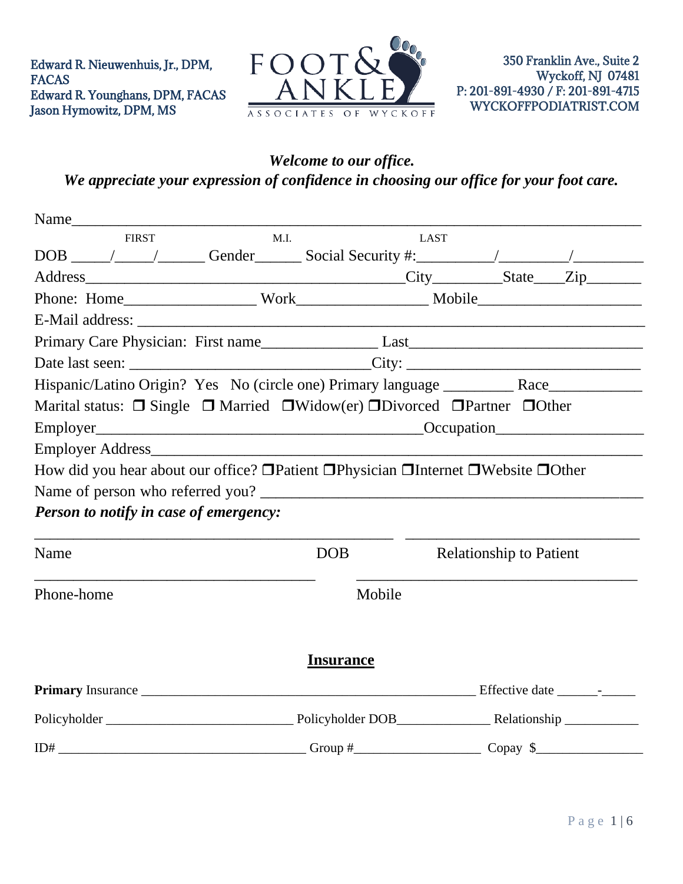Edward R. Nieuwenhuis, Jr., DPM, FACAS
Edward R. Younghans, DPM, FACAS
Jason Hymowitz, DPM, MS

FOOT & ANKLE ASSOCIATES OF WYCKOFF

350 Franklin Ave., Suite 2
Wyckoff, NJ 07481
P: 201-891-4930 / F: 201-891-4715
WYCKOFFPODIATRIST.COM

***Welcome to our office.***
***We appreciate your expression of confidence in choosing our office for your foot care.***

Name_______________________________________________________________________
FIRST M.I. LAST

DOB _____/_____/______ Gender______ Social Security #:_________/_________/_________

Address_________________________________________City_________State____Zip_______

Phone: Home_________________ Work_________________ Mobile_____________________

E-Mail address: ____________________________________________________________

Primary Care Physician: First name_______________ Last______________________________

Date last seen: _______________________________City: ______________________________

Hispanic/Latino Origin? Yes No (circle one) Primary language _________ Race____________

Marital status: ❒ Single ❒ Married ❒Widow(er) ❒Divorced ❒Partner ❒Other

Employer____________________________________________Occupation___________________

Employer Address_____________________________________________________________

How did you hear about our office? ❒Patient ❒Physician ❒Internet ❒Website ❒Other

Name of person who referred you? ________________________________________________

***Person to notify in case of emergency:***

_______________________________________________ _____________________________

Name DOB Relationship to Patient

____________________________________ ____________________________________

Phone-home Mobile

## Insurance

**Primary** Insurance _____________________________________________ Effective date ______-_____

Policyholder ____________________________ Policyholder DOB______________ Relationship ___________

ID# ______________________________________ Group #___________________ Copay $________________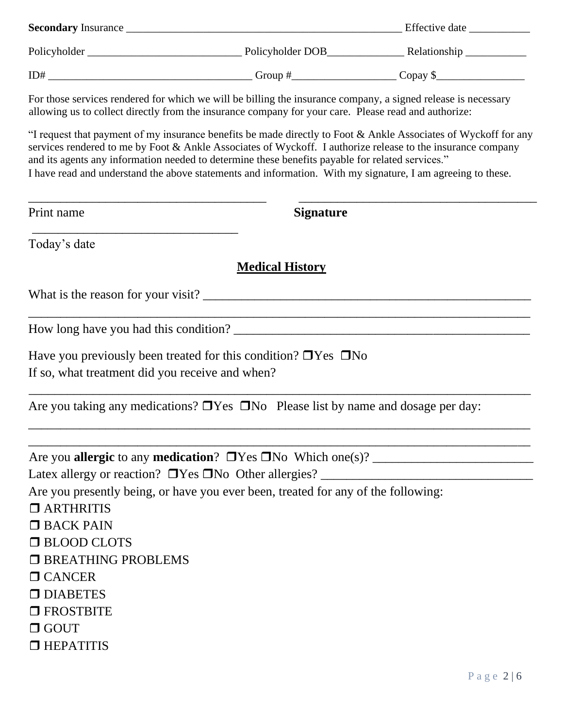**Secondary** Insurance ___________________________________________________ Effective date ___________

Policyholder ____________________________ Policyholder DOB______________ Relationship ___________

ID# ____________________________________ Group #___________________ Copay $________________

For those services rendered for which we will be billing the insurance company, a signed release is necessary allowing us to collect directly from the insurance company for your care. Please read and authorize:

"I request that payment of my insurance benefits be made directly to Foot & Ankle Associates of Wyckoff for any services rendered to me by Foot & Ankle Associates of Wyckoff. I authorize release to the insurance company and its agents any information needed to determine these benefits payable for related services."
I have read and understand the above statements and information. With my signature, I am agreeing to these.

_______________________________________ _______________________________________
Print name **Signature**

_________________________________
Today's date

## Medical History

What is the reason for your visit? _______________________________________________________
_________________________________________________________________________________

How long have you had this condition? ________________________________________________

Have you previously been treated for this condition? ❐Yes ❐No
If so, what treatment did you receive and when?
_________________________________________________________________________________

Are you taking any medications? ❐Yes ❐No Please list by name and dosage per day:
_________________________________________________________________________________
_________________________________________________________________________________

Are you **allergic** to any **medication**? ❐Yes ❐No Which one(s)? __________________________
Latex allergy or reaction? ❐Yes ❐No Other allergies? _________________________________
Are you presently being, or have you ever been, treated for any of the following:

❐ ARTHRITIS
❐ BACK PAIN
❐ BLOOD CLOTS
❐ BREATHING PROBLEMS
❐ CANCER
❐ DIABETES
❐ FROSTBITE
❐ GOUT
❐ HEPATITIS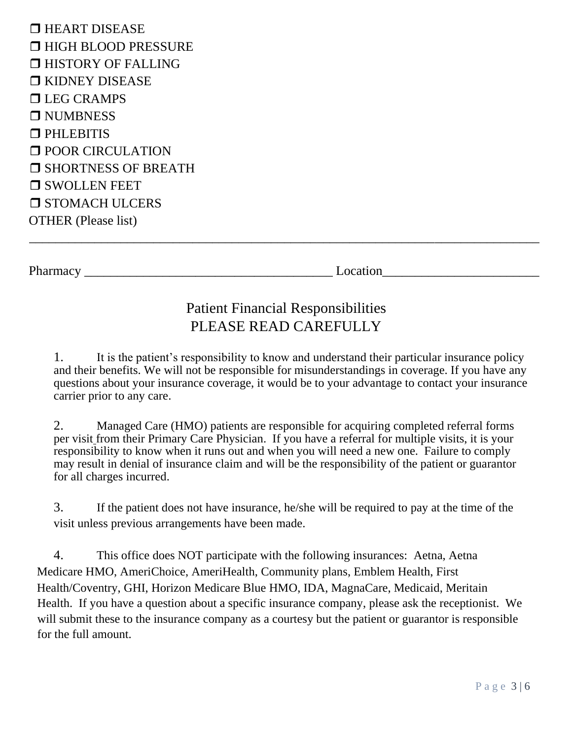- ❒ HEART DISEASE
- ❒ HIGH BLOOD PRESSURE
- ❒ HISTORY OF FALLING
- ❒ KIDNEY DISEASE
- ❒ LEG CRAMPS
- ❒ NUMBNESS
- ❒ PHLEBITIS
- ❒ POOR CIRCULATION
- ❒ SHORTNESS OF BREATH
- ❒ SWOLLEN FEET
- ❒ STOMACH ULCERS

OTHER (Please list)

______________________________________________________________________________

Pharmacy ______________________________________ Location________________________

## Patient Financial Responsibilities
## PLEASE READ CAREFULLY

1. It is the patient's responsibility to know and understand their particular insurance policy and their benefits. We will not be responsible for misunderstandings in coverage. If you have any questions about your insurance coverage, it would be to your advantage to contact your insurance carrier prior to any care.

2. Managed Care (HMO) patients are responsible for acquiring completed referral forms per visit from their Primary Care Physician. If you have a referral for multiple visits, it is your responsibility to know when it runs out and when you will need a new one. Failure to comply may result in denial of insurance claim and will be the responsibility of the patient or guarantor for all charges incurred.

3. If the patient does not have insurance, he/she will be required to pay at the time of the visit unless previous arrangements have been made.

4. This office does NOT participate with the following insurances: Aetna, Aetna Medicare HMO, AmeriChoice, AmeriHealth, Community plans, Emblem Health, First Health/Coventry, GHI, Horizon Medicare Blue HMO, IDA, MagnaCare, Medicaid, Meritain Health. If you have a question about a specific insurance company, please ask the receptionist. We will submit these to the insurance company as a courtesy but the patient or guarantor is responsible for the full amount.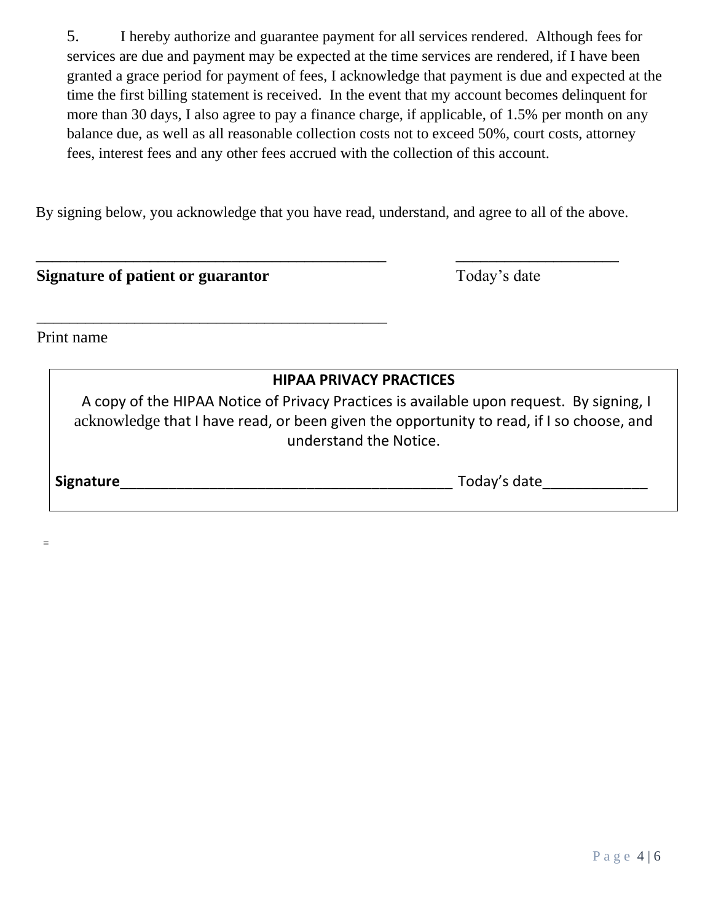5. I hereby authorize and guarantee payment for all services rendered. Although fees for services are due and payment may be expected at the time services are rendered, if I have been granted a grace period for payment of fees, I acknowledge that payment is due and expected at the time the first billing statement is received. In the event that my account becomes delinquent for more than 30 days, I also agree to pay a finance charge, if applicable, of 1.5% per month on any balance due, as well as all reasonable collection costs not to exceed 50%, court costs, attorney fees, interest fees and any other fees accrued with the collection of this account.

By signing below, you acknowledge that you have read, understand, and agree to all of the above.

_______________________________________________ _____________________

**Signature of patient or guarantor** Today's date

_______________________________________________

Print name

**HIPAA PRIVACY PRACTICES**

A copy of the HIPAA Notice of Privacy Practices is available upon request. By signing, I acknowledge that I have read, or been given the opportunity to read, if I so choose, and understand the Notice.

**Signature**_________________________________________ Today's date_____________

=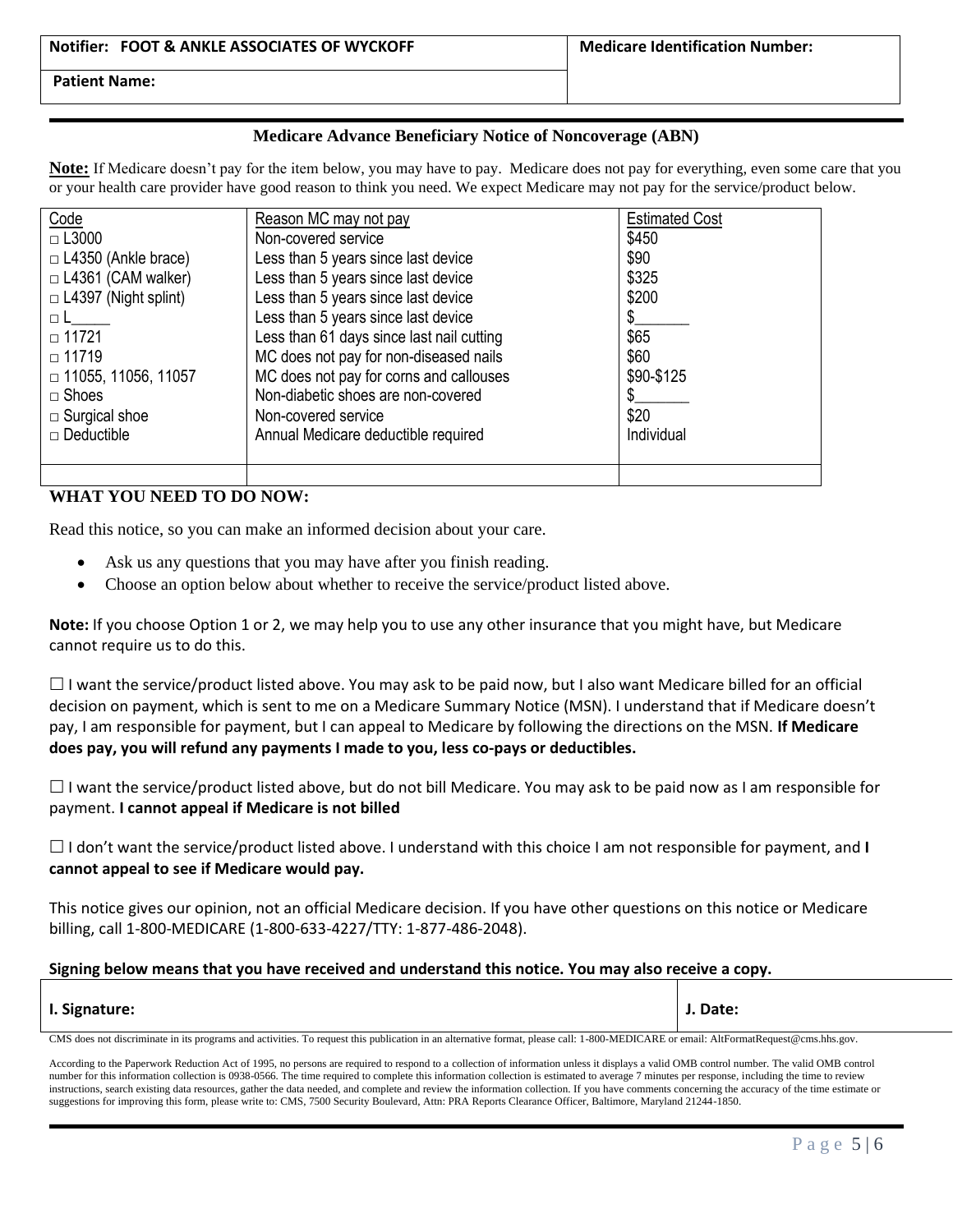| Notifier: FOOT & ANKLE ASSOCIATES OF WYCKOFF | Medicare Identification Number: |
| --- | --- |
| Patient Name: | |

**Medicare Advance Beneficiary Notice of Noncoverage (ABN)**

**Note:** If Medicare doesn't pay for the item below, you may have to pay. Medicare does not pay for everything, even some care that you or your health care provider have good reason to think you need. We expect Medicare may not pay for the service/product below.

| Code | Reason MC may not pay | Estimated Cost |
| --- | --- | --- |
| □ L3000 | Non-covered service | $450 |
| □ L4350 (Ankle brace) | Less than 5 years since last device | $90 |
| □ L4361 (CAM walker) | Less than 5 years since last device | $325 |
| □ L4397 (Night splint) | Less than 5 years since last device | $200 |
| □ L_____ | Less than 5 years since last device | $_______ |
| □ 11721 | Less than 61 days since last nail cutting | $65 |
| □ 11719 | MC does not pay for non-diseased nails | $60 |
| □ 11055, 11056, 11057 | MC does not pay for corns and callouses | $90-$125 |
| □ Shoes | Non-diabetic shoes are non-covered | $_______ |
| □ Surgical shoe | Non-covered service | $20 |
| □ Deductible | Annual Medicare deductible required | Individual |
| | | |

**WHAT YOU NEED TO DO NOW:**

Read this notice, so you can make an informed decision about your care.

- Ask us any questions that you may have after you finish reading.
- Choose an option below about whether to receive the service/product listed above.

**Note:** If you choose Option 1 or 2, we may help you to use any other insurance that you might have, but Medicare cannot require us to do this.

☐ I want the service/product listed above. You may ask to be paid now, but I also want Medicare billed for an official decision on payment, which is sent to me on a Medicare Summary Notice (MSN). I understand that if Medicare doesn't pay, I am responsible for payment, but I can appeal to Medicare by following the directions on the MSN. **If Medicare does pay, you will refund any payments I made to you, less co-pays or deductibles.**

☐ I want the service/product listed above, but do not bill Medicare. You may ask to be paid now as I am responsible for payment. **I cannot appeal if Medicare is not billed**

☐ I don't want the service/product listed above. I understand with this choice I am not responsible for payment, and **I cannot appeal to see if Medicare would pay.**

This notice gives our opinion, not an official Medicare decision. If you have other questions on this notice or Medicare billing, call 1-800-MEDICARE (1-800-633-4227/TTY: 1-877-486-2048).

**Signing below means that you have received and understand this notice. You may also receive a copy.**

| I. Signature: | J. Date: |
| --- | --- |

CMS does not discriminate in its programs and activities. To request this publication in an alternative format, please call: 1-800-MEDICARE or email: AltFormatRequest@cms.hhs.gov.

According to the Paperwork Reduction Act of 1995, no persons are required to respond to a collection of information unless it displays a valid OMB control number. The valid OMB control number for this information collection is 0938-0566. The time required to complete this information collection is estimated to average 7 minutes per response, including the time to review instructions, search existing data resources, gather the data needed, and complete and review the information collection. If you have comments concerning the accuracy of the time estimate or suggestions for improving this form, please write to: CMS, 7500 Security Boulevard, Attn: PRA Reports Clearance Officer, Baltimore, Maryland 21244-1850.